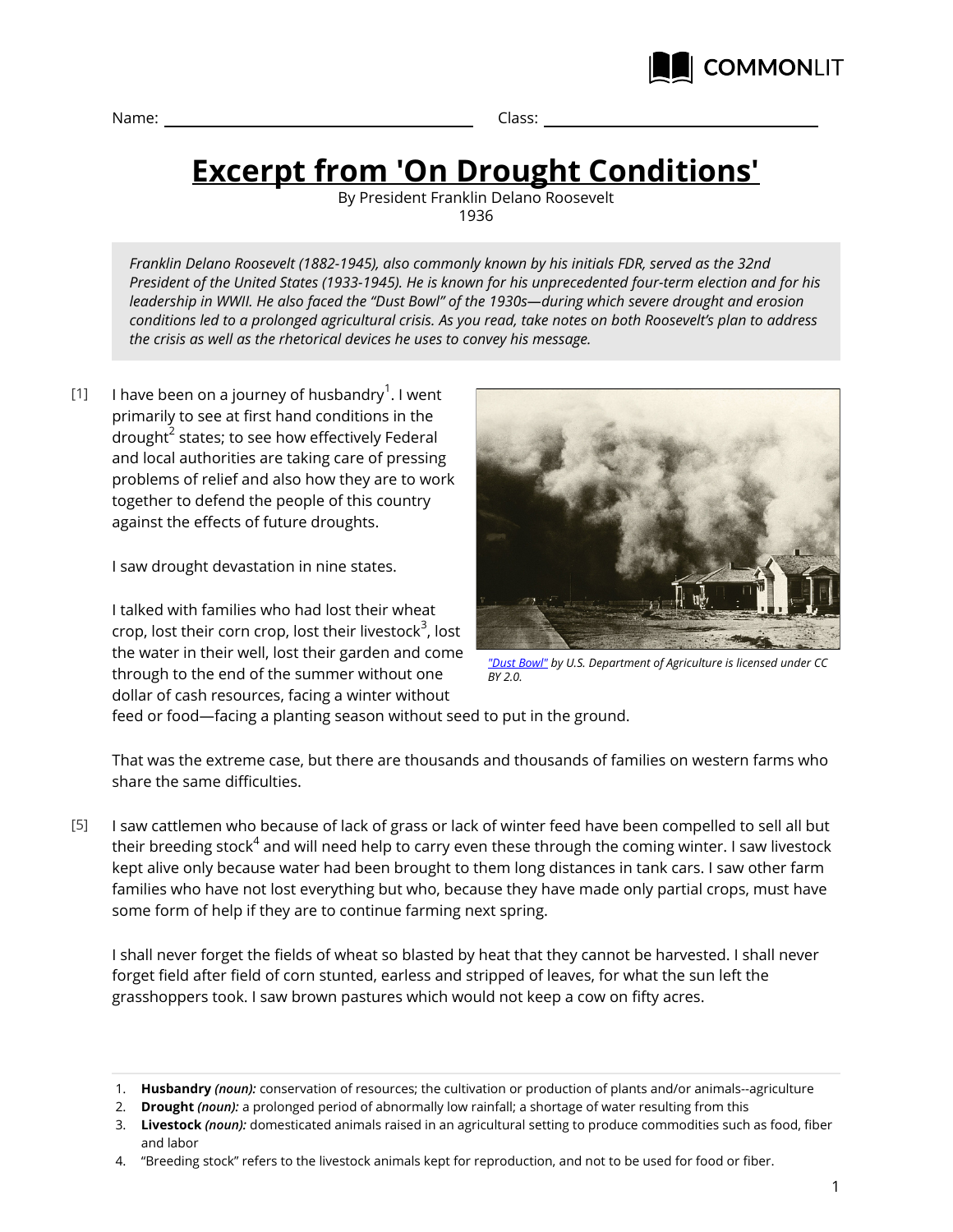Name: ______________________ Class: ______________________

# Excerpt from 'On Drought Conditions'

By President Franklin Delano Roosevelt
1936

*Franklin Delano Roosevelt (1882-1945), also commonly known by his initials FDR, served as the 32nd President of the United States (1933-1945). He is known for his unprecedented four-term election and for his leadership in WWII. He also faced the "Dust Bowl" of the 1930s—during which severe drought and erosion conditions led to a prolonged agricultural crisis. As you read, take notes on both Roosevelt's plan to address the crisis as well as the rhetorical devices he uses to convey his message.*

[1] I have been on a journey of husbandry[1]. I went primarily to see at first hand conditions in the drought[2] states; to see how effectively Federal and local authorities are taking care of pressing problems of relief and also how they are to work together to defend the people of this country against the effects of future droughts.

*"Dust Bowl" by U.S. Department of Agriculture is licensed under CC BY 2.0.*

I saw drought devastation in nine states.

I talked with families who had lost their wheat crop, lost their corn crop, lost their livestock[3], lost the water in their well, lost their garden and come through to the end of the summer without one dollar of cash resources, facing a winter without feed or food—facing a planting season without seed to put in the ground.

That was the extreme case, but there are thousands and thousands of families on western farms who share the same difficulties.

[5] I saw cattlemen who because of lack of grass or lack of winter feed have been compelled to sell all but their breeding stock[4] and will need help to carry even these through the coming winter. I saw livestock kept alive only because water had been brought to them long distances in tank cars. I saw other farm families who have not lost everything but who, because they have made only partial crops, must have some form of help if they are to continue farming next spring.

I shall never forget the fields of wheat so blasted by heat that they cannot be harvested. I shall never forget field after field of corn stunted, earless and stripped of leaves, for what the sun left the grasshoppers took. I saw brown pastures which would not keep a cow on fifty acres.

---

1. **Husbandry** *(noun):* conservation of resources; the cultivation or production of plants and/or animals--agriculture
2. **Drought** *(noun):* a prolonged period of abnormally low rainfall; a shortage of water resulting from this
3. **Livestock** *(noun):* domesticated animals raised in an agricultural setting to produce commodities such as food, fiber and labor
4. "Breeding stock" refers to the livestock animals kept for reproduction, and not to be used for food or fiber.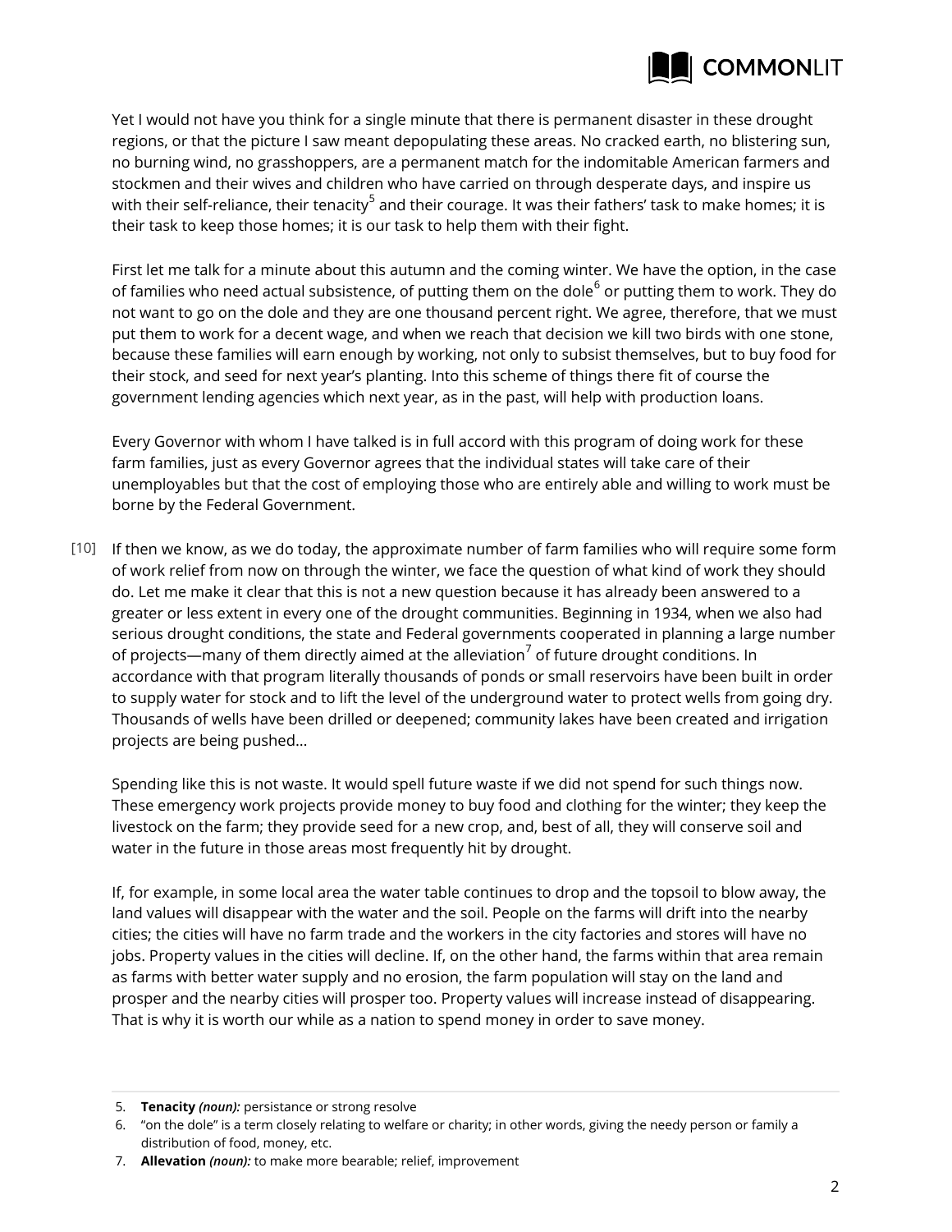Yet I would not have you think for a single minute that there is permanent disaster in these drought regions, or that the picture I saw meant depopulating these areas. No cracked earth, no blistering sun, no burning wind, no grasshoppers, are a permanent match for the indomitable American farmers and stockmen and their wives and children who have carried on through desperate days, and inspire us with their self-reliance, their tenacity[5] and their courage. It was their fathers' task to make homes; it is their task to keep those homes; it is our task to help them with their fight.

First let me talk for a minute about this autumn and the coming winter. We have the option, in the case of families who need actual subsistence, of putting them on the dole[6] or putting them to work. They do not want to go on the dole and they are one thousand percent right. We agree, therefore, that we must put them to work for a decent wage, and when we reach that decision we kill two birds with one stone, because these families will earn enough by working, not only to subsist themselves, but to buy food for their stock, and seed for next year's planting. Into this scheme of things there fit of course the government lending agencies which next year, as in the past, will help with production loans.

Every Governor with whom I have talked is in full accord with this program of doing work for these farm families, just as every Governor agrees that the individual states will take care of their unemployables but that the cost of employing those who are entirely able and willing to work must be borne by the Federal Government.

[10] If then we know, as we do today, the approximate number of farm families who will require some form of work relief from now on through the winter, we face the question of what kind of work they should do. Let me make it clear that this is not a new question because it has already been answered to a greater or less extent in every one of the drought communities. Beginning in 1934, when we also had serious drought conditions, the state and Federal governments cooperated in planning a large number of projects—many of them directly aimed at the alleviation[7] of future drought conditions. In accordance with that program literally thousands of ponds or small reservoirs have been built in order to supply water for stock and to lift the level of the underground water to protect wells from going dry. Thousands of wells have been drilled or deepened; community lakes have been created and irrigation projects are being pushed...

Spending like this is not waste. It would spell future waste if we did not spend for such things now. These emergency work projects provide money to buy food and clothing for the winter; they keep the livestock on the farm; they provide seed for a new crop, and, best of all, they will conserve soil and water in the future in those areas most frequently hit by drought.

If, for example, in some local area the water table continues to drop and the topsoil to blow away, the land values will disappear with the water and the soil. People on the farms will drift into the nearby cities; the cities will have no farm trade and the workers in the city factories and stores will have no jobs. Property values in the cities will decline. If, on the other hand, the farms within that area remain as farms with better water supply and no erosion, the farm population will stay on the land and prosper and the nearby cities will prosper too. Property values will increase instead of disappearing. That is why it is worth our while as a nation to spend money in order to save money.

---

5. **Tenacity** *(noun):* persistance or strong resolve
6. "on the dole" is a term closely relating to welfare or charity; in other words, giving the needy person or family a distribution of food, money, etc.
7. **Allevation** *(noun):* to make more bearable; relief, improvement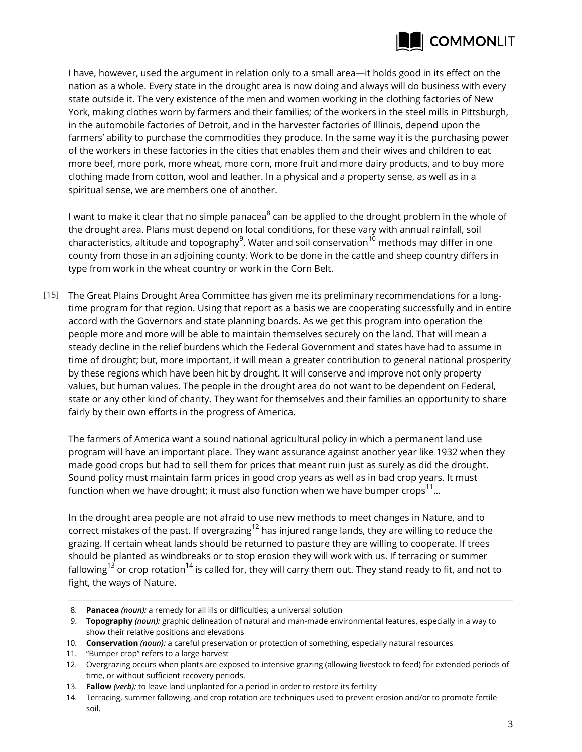I have, however, used the argument in relation only to a small area—it holds good in its effect on the nation as a whole. Every state in the drought area is now doing and always will do business with every state outside it. The very existence of the men and women working in the clothing factories of New York, making clothes worn by farmers and their families; of the workers in the steel mills in Pittsburgh, in the automobile factories of Detroit, and in the harvester factories of Illinois, depend upon the farmers' ability to purchase the commodities they produce. In the same way it is the purchasing power of the workers in these factories in the cities that enables them and their wives and children to eat more beef, more pork, more wheat, more corn, more fruit and more dairy products, and to buy more clothing made from cotton, wool and leather. In a physical and a property sense, as well as in a spiritual sense, we are members one of another.

I want to make it clear that no simple panacea[8] can be applied to the drought problem in the whole of the drought area. Plans must depend on local conditions, for these vary with annual rainfall, soil characteristics, altitude and topography[9]. Water and soil conservation[10] methods may differ in one county from those in an adjoining county. Work to be done in the cattle and sheep country differs in type from work in the wheat country or work in the Corn Belt.

[15] The Great Plains Drought Area Committee has given me its preliminary recommendations for a long-time program for that region. Using that report as a basis we are cooperating successfully and in entire accord with the Governors and state planning boards. As we get this program into operation the people more and more will be able to maintain themselves securely on the land. That will mean a steady decline in the relief burdens which the Federal Government and states have had to assume in time of drought; but, more important, it will mean a greater contribution to general national prosperity by these regions which have been hit by drought. It will conserve and improve not only property values, but human values. The people in the drought area do not want to be dependent on Federal, state or any other kind of charity. They want for themselves and their families an opportunity to share fairly by their own efforts in the progress of America.

The farmers of America want a sound national agricultural policy in which a permanent land use program will have an important place. They want assurance against another year like 1932 when they made good crops but had to sell them for prices that meant ruin just as surely as did the drought. Sound policy must maintain farm prices in good crop years as well as in bad crop years. It must function when we have drought; it must also function when we have bumper crops[11]...

In the drought area people are not afraid to use new methods to meet changes in Nature, and to correct mistakes of the past. If overgrazing[12] has injured range lands, they are willing to reduce the grazing. If certain wheat lands should be returned to pasture they are willing to cooperate. If trees should be planted as windbreaks or to stop erosion they will work with us. If terracing or summer fallowing[13] or crop rotation[14] is called for, they will carry them out. They stand ready to fit, and not to fight, the ways of Nature.

---

8. **Panacea** *(noun):* a remedy for all ills or difficulties; a universal solution
9. **Topography** *(noun):* graphic delineation of natural and man-made environmental features, especially in a way to show their relative positions and elevations
10. **Conservation** *(noun):* a careful preservation or protection of something, especially natural resources
11. "Bumper crop" refers to a large harvest
12. Overgrazing occurs when plants are exposed to intensive grazing (allowing livestock to feed) for extended periods of time, or without sufficient recovery periods.
13. **Fallow** *(verb):* to leave land unplanted for a period in order to restore its fertility
14. Terracing, summer fallowing, and crop rotation are techniques used to prevent erosion and/or to promote fertile soil.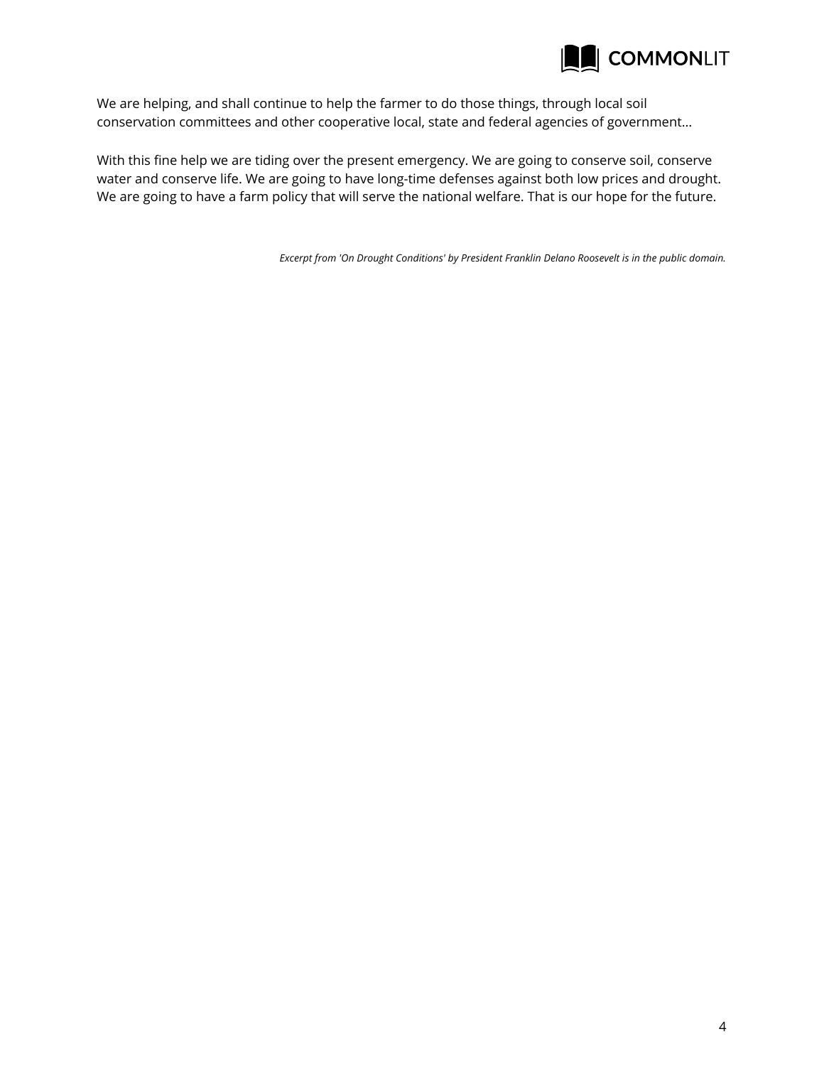We are helping, and shall continue to help the farmer to do those things, through local soil conservation committees and other cooperative local, state and federal agencies of government...

With this fine help we are tiding over the present emergency. We are going to conserve soil, conserve water and conserve life. We are going to have long-time defenses against both low prices and drought. We are going to have a farm policy that will serve the national welfare. That is our hope for the future.

*Excerpt from 'On Drought Conditions' by President Franklin Delano Roosevelt is in the public domain.*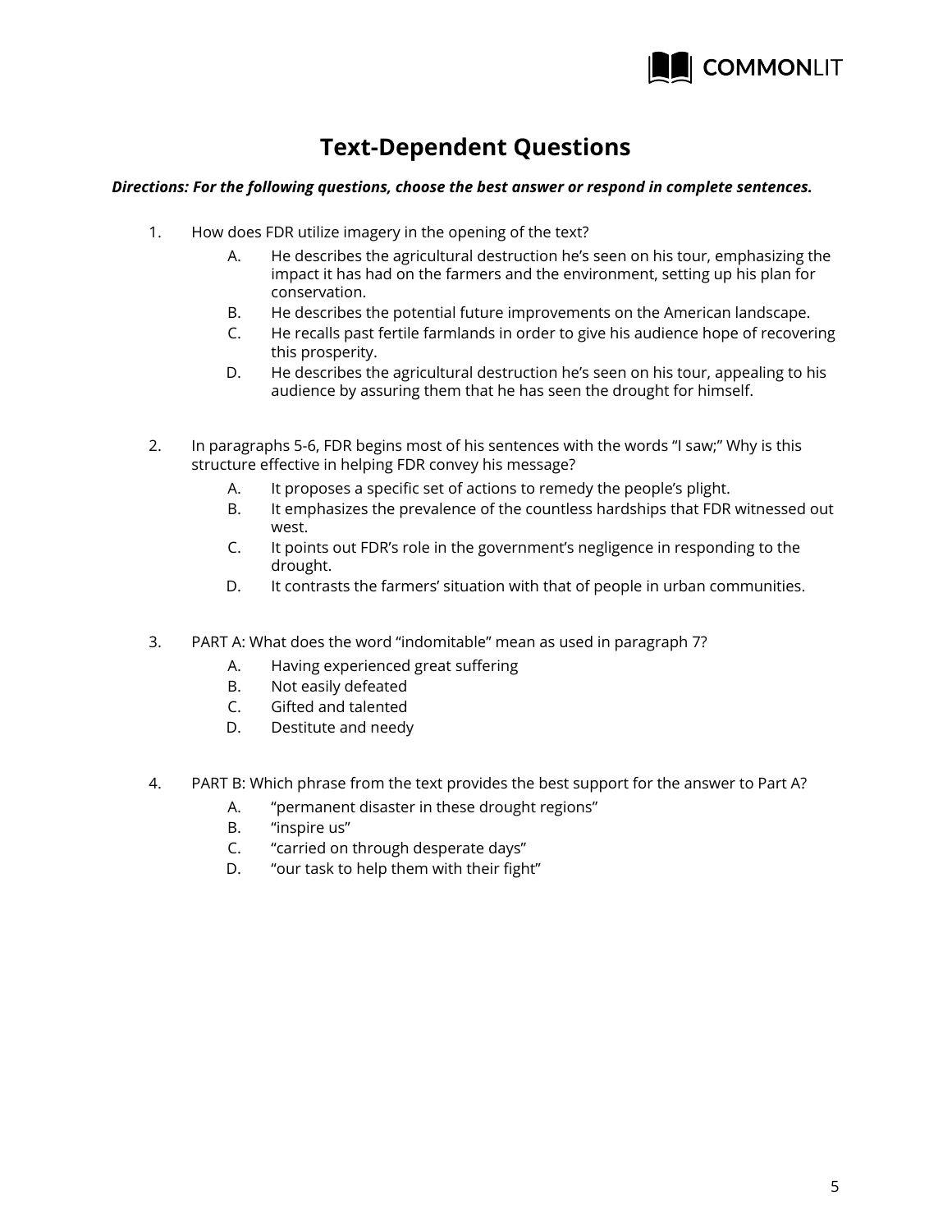# Text-Dependent Questions

***Directions: For the following questions, choose the best answer or respond in complete sentences.***

1. How does FDR utilize imagery in the opening of the text?
   - A. He describes the agricultural destruction he's seen on his tour, emphasizing the impact it has had on the farmers and the environment, setting up his plan for conservation.
   - B. He describes the potential future improvements on the American landscape.
   - C. He recalls past fertile farmlands in order to give his audience hope of recovering this prosperity.
   - D. He describes the agricultural destruction he's seen on his tour, appealing to his audience by assuring them that he has seen the drought for himself.

2. In paragraphs 5-6, FDR begins most of his sentences with the words "I saw;" Why is this structure effective in helping FDR convey his message?
   - A. It proposes a specific set of actions to remedy the people's plight.
   - B. It emphasizes the prevalence of the countless hardships that FDR witnessed out west.
   - C. It points out FDR's role in the government's negligence in responding to the drought.
   - D. It contrasts the farmers' situation with that of people in urban communities.

3. PART A: What does the word "indomitable" mean as used in paragraph 7?
   - A. Having experienced great suffering
   - B. Not easily defeated
   - C. Gifted and talented
   - D. Destitute and needy

4. PART B: Which phrase from the text provides the best support for the answer to Part A?
   - A. "permanent disaster in these drought regions"
   - B. "inspire us"
   - C. "carried on through desperate days"
   - D. "our task to help them with their fight"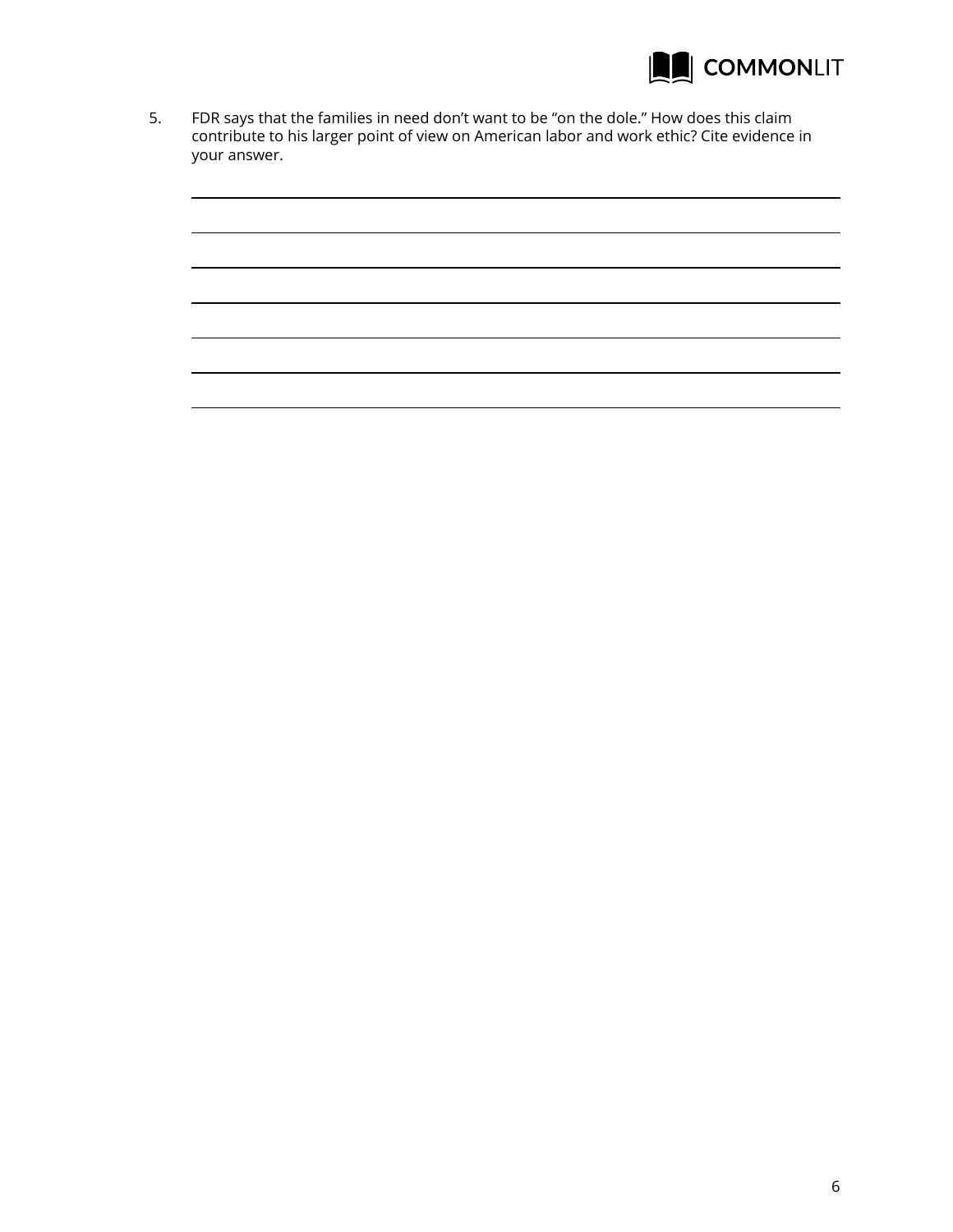5. FDR says that the families in need don't want to be "on the dole." How does this claim contribute to his larger point of view on American labor and work ethic? Cite evidence in your answer.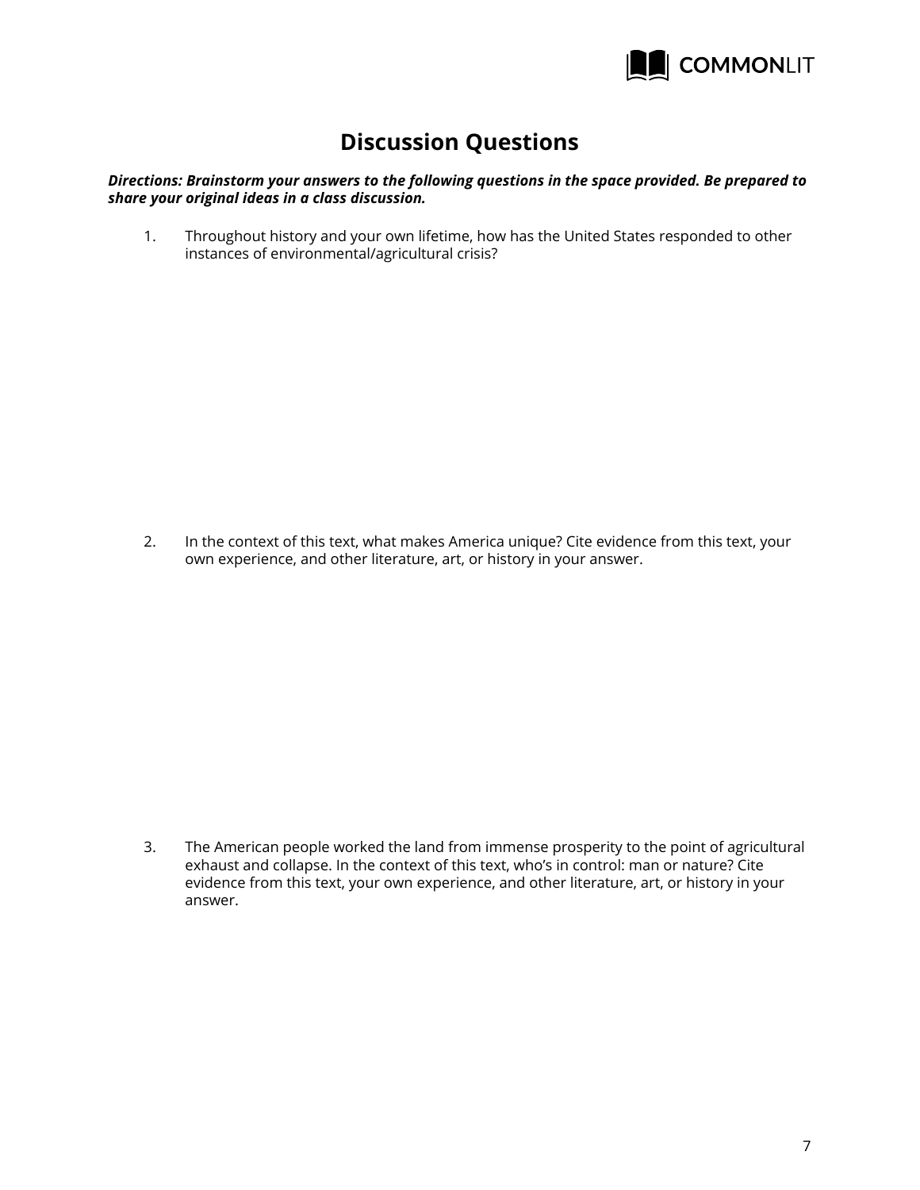# Discussion Questions

***Directions: Brainstorm your answers to the following questions in the space provided. Be prepared to share your original ideas in a class discussion.***

1. Throughout history and your own lifetime, how has the United States responded to other instances of environmental/agricultural crisis?

2. In the context of this text, what makes America unique? Cite evidence from this text, your own experience, and other literature, art, or history in your answer.

3. The American people worked the land from immense prosperity to the point of agricultural exhaust and collapse. In the context of this text, who's in control: man or nature? Cite evidence from this text, your own experience, and other literature, art, or history in your answer.